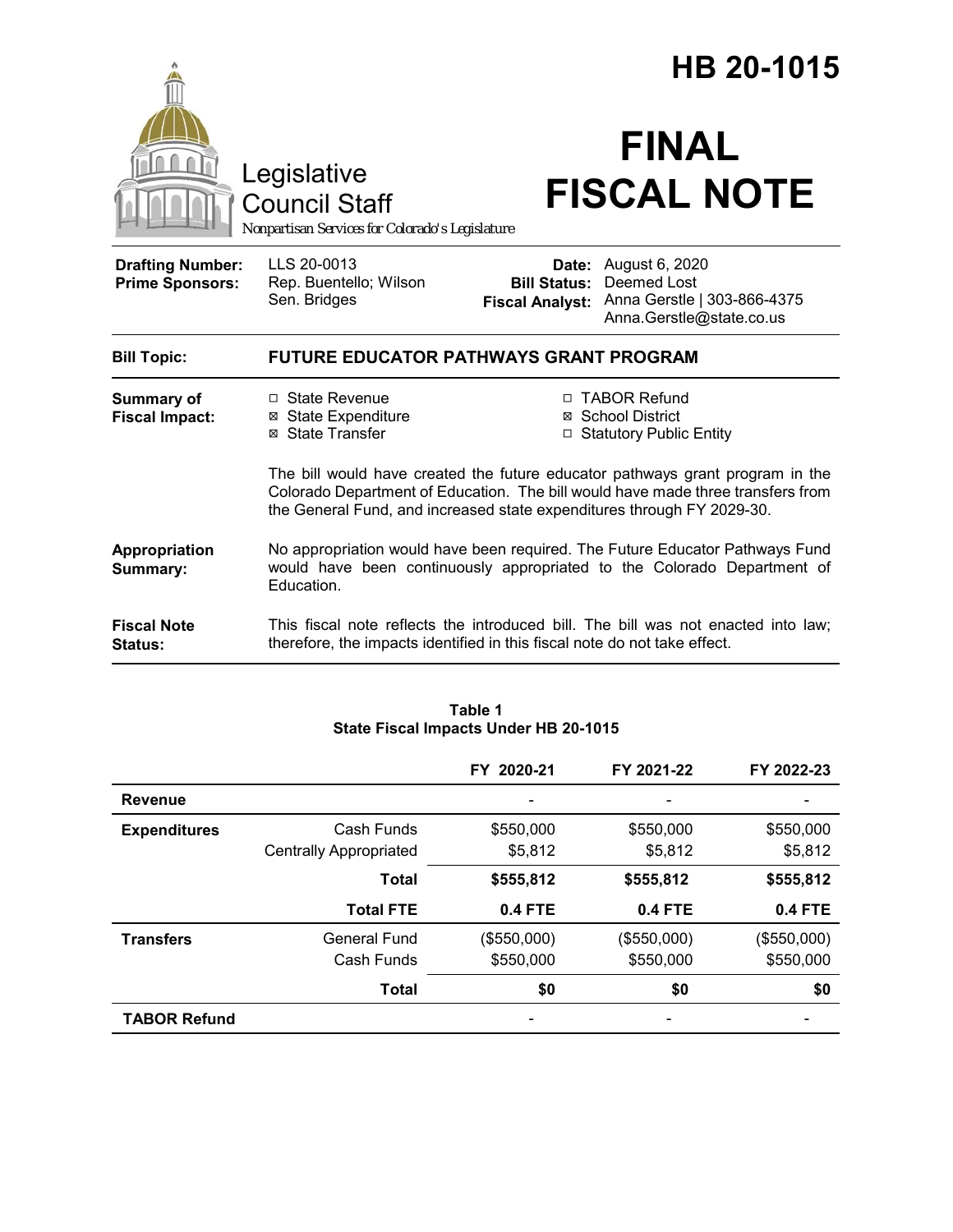# HB 20-1015

Legislative Council Staff

*Nonpartisan Services for Colorado's Legislature*

# FINAL FISCAL NOTE

| | | | |
|---|---|---|---|
| **Drafting Number:** | LLS 20-0013 | **Date:** | August 6, 2020 |
| **Prime Sponsors:** | Rep. Buentello; Wilson<br>Sen. Bridges | **Bill Status:** | Deemed Lost |
| | | **Fiscal Analyst:** | Anna Gerstle \| 303-866-4375<br>Anna.Gerstle@state.co.us |

| | |
|---|---|
| **Bill Topic:** | **FUTURE EDUCATOR PATHWAYS GRANT PROGRAM** |
| **Summary of Fiscal Impact:** | ☐ State Revenue ☒ State Expenditure ☒ State Transfer ☐ TABOR Refund ☒ School District ☐ Statutory Public Entity<br><br>The bill would have created the future educator pathways grant program in the Colorado Department of Education. The bill would have made three transfers from the General Fund, and increased state expenditures through FY 2029-30. |
| **Appropriation Summary:** | No appropriation would have been required. The Future Educator Pathways Fund would have been continuously appropriated to the Colorado Department of Education. |
| **Fiscal Note Status:** | This fiscal note reflects the introduced bill. The bill was not enacted into law; therefore, the impacts identified in this fiscal note do not take effect. |

**Table 1**
**State Fiscal Impacts Under HB 20-1015**

| | | FY 2020-21 | FY 2021-22 | FY 2022-23 |
|---|---|---|---|---|
| **Revenue** | | - | - | - |
| **Expenditures** | Cash Funds | $550,000 | $550,000 | $550,000 |
| | Centrally Appropriated | $5,812 | $5,812 | $5,812 |
| | **Total** | **$555,812** | **$555,812** | **$555,812** |
| | **Total FTE** | **0.4 FTE** | **0.4 FTE** | **0.4 FTE** |
| **Transfers** | General Fund | ($550,000) | ($550,000) | ($550,000) |
| | Cash Funds | $550,000 | $550,000 | $550,000 |
| | **Total** | **$0** | **$0** | **$0** |
| **TABOR Refund** | | - | - | - |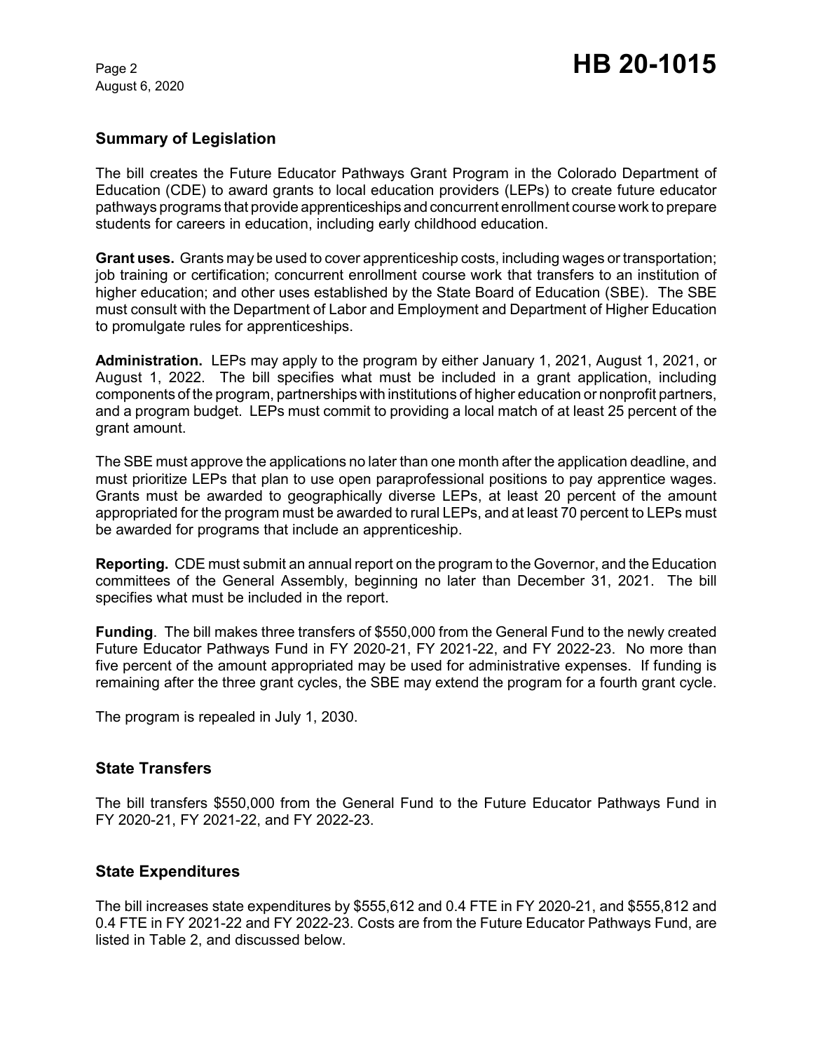## Summary of Legislation

The bill creates the Future Educator Pathways Grant Program in the Colorado Department of Education (CDE) to award grants to local education providers (LEPs) to create future educator pathways programs that provide apprenticeships and concurrent enrollment course work to prepare students for careers in education, including early childhood education.

**Grant uses.** Grants may be used to cover apprenticeship costs, including wages or transportation; job training or certification; concurrent enrollment course work that transfers to an institution of higher education; and other uses established by the State Board of Education (SBE). The SBE must consult with the Department of Labor and Employment and Department of Higher Education to promulgate rules for apprenticeships.

**Administration.** LEPs may apply to the program by either January 1, 2021, August 1, 2021, or August 1, 2022. The bill specifies what must be included in a grant application, including components of the program, partnerships with institutions of higher education or nonprofit partners, and a program budget. LEPs must commit to providing a local match of at least 25 percent of the grant amount.

The SBE must approve the applications no later than one month after the application deadline, and must prioritize LEPs that plan to use open paraprofessional positions to pay apprentice wages. Grants must be awarded to geographically diverse LEPs, at least 20 percent of the amount appropriated for the program must be awarded to rural LEPs, and at least 70 percent to LEPs must be awarded for programs that include an apprenticeship.

**Reporting.** CDE must submit an annual report on the program to the Governor, and the Education committees of the General Assembly, beginning no later than December 31, 2021. The bill specifies what must be included in the report.

**Funding**. The bill makes three transfers of $550,000 from the General Fund to the newly created Future Educator Pathways Fund in FY 2020-21, FY 2021-22, and FY 2022-23. No more than five percent of the amount appropriated may be used for administrative expenses. If funding is remaining after the three grant cycles, the SBE may extend the program for a fourth grant cycle.

The program is repealed in July 1, 2030.

## State Transfers

The bill transfers $550,000 from the General Fund to the Future Educator Pathways Fund in FY 2020-21, FY 2021-22, and FY 2022-23.

## State Expenditures

The bill increases state expenditures by $555,612 and 0.4 FTE in FY 2020-21, and $555,812 and 0.4 FTE in FY 2021-22 and FY 2022-23. Costs are from the Future Educator Pathways Fund, are listed in Table 2, and discussed below.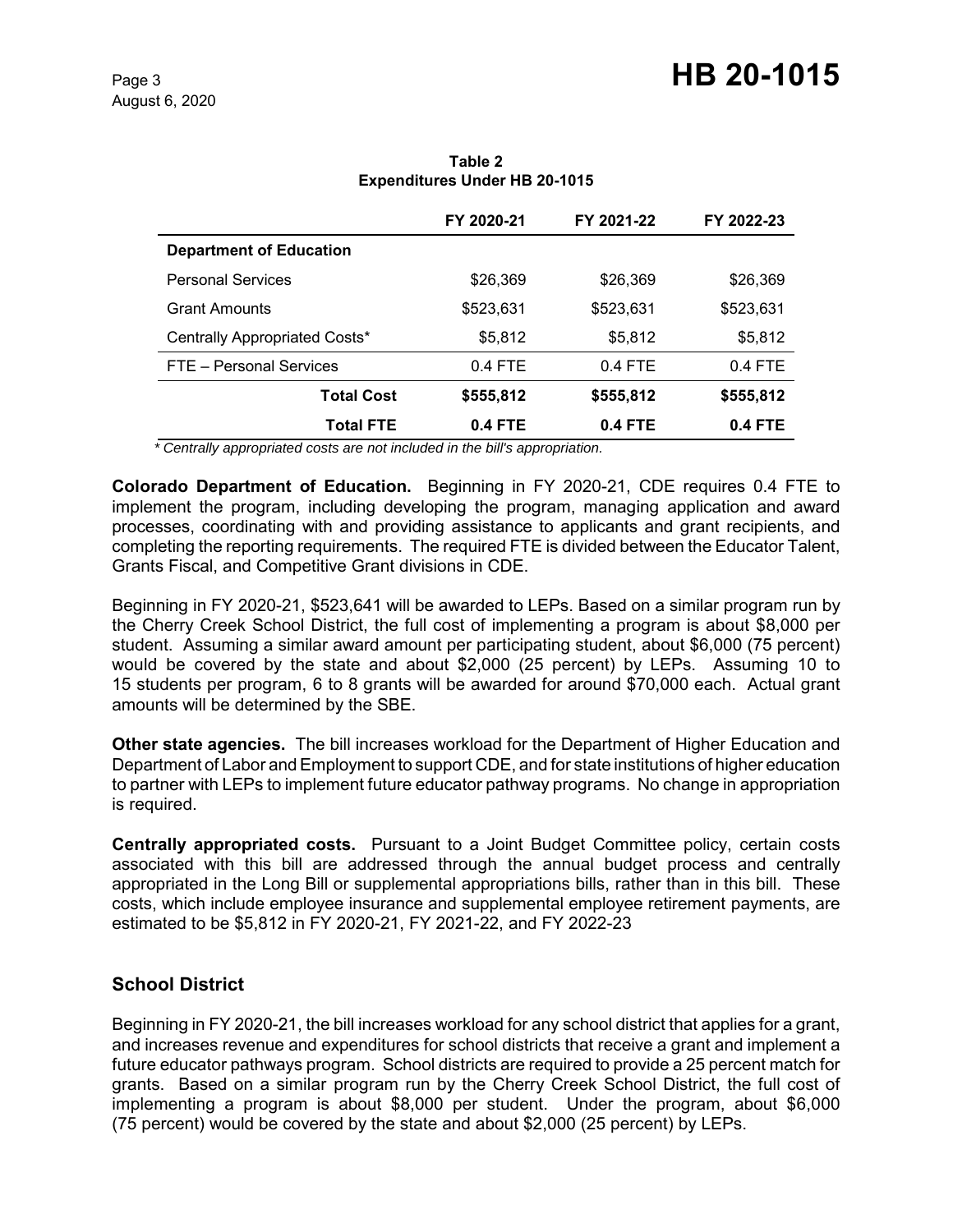**Table 2**
**Expenditures Under HB 20-1015**

| | FY 2020-21 | FY 2021-22 | FY 2022-23 |
|---|---|---|---|
| **Department of Education** | | | |
| Personal Services | $26,369 | $26,369 | $26,369 |
| Grant Amounts | $523,631 | $523,631 | $523,631 |
| Centrally Appropriated Costs* | $5,812 | $5,812 | $5,812 |
| FTE – Personal Services | 0.4 FTE | 0.4 FTE | 0.4 FTE |
| **Total Cost** | **$555,812** | **$555,812** | **$555,812** |
| **Total FTE** | **0.4 FTE** | **0.4 FTE** | **0.4 FTE** |

*\* Centrally appropriated costs are not included in the bill's appropriation.*

**Colorado Department of Education.** Beginning in FY 2020-21, CDE requires 0.4 FTE to implement the program, including developing the program, managing application and award processes, coordinating with and providing assistance to applicants and grant recipients, and completing the reporting requirements. The required FTE is divided between the Educator Talent, Grants Fiscal, and Competitive Grant divisions in CDE.

Beginning in FY 2020-21, $523,641 will be awarded to LEPs. Based on a similar program run by the Cherry Creek School District, the full cost of implementing a program is about $8,000 per student. Assuming a similar award amount per participating student, about $6,000 (75 percent) would be covered by the state and about $2,000 (25 percent) by LEPs. Assuming 10 to 15 students per program, 6 to 8 grants will be awarded for around $70,000 each. Actual grant amounts will be determined by the SBE.

**Other state agencies.** The bill increases workload for the Department of Higher Education and Department of Labor and Employment to support CDE, and for state institutions of higher education to partner with LEPs to implement future educator pathway programs. No change in appropriation is required.

**Centrally appropriated costs.** Pursuant to a Joint Budget Committee policy, certain costs associated with this bill are addressed through the annual budget process and centrally appropriated in the Long Bill or supplemental appropriations bills, rather than in this bill. These costs, which include employee insurance and supplemental employee retirement payments, are estimated to be $5,812 in FY 2020-21, FY 2021-22, and FY 2022-23

## School District

Beginning in FY 2020-21, the bill increases workload for any school district that applies for a grant, and increases revenue and expenditures for school districts that receive a grant and implement a future educator pathways program. School districts are required to provide a 25 percent match for grants. Based on a similar program run by the Cherry Creek School District, the full cost of implementing a program is about $8,000 per student. Under the program, about $6,000 (75 percent) would be covered by the state and about $2,000 (25 percent) by LEPs.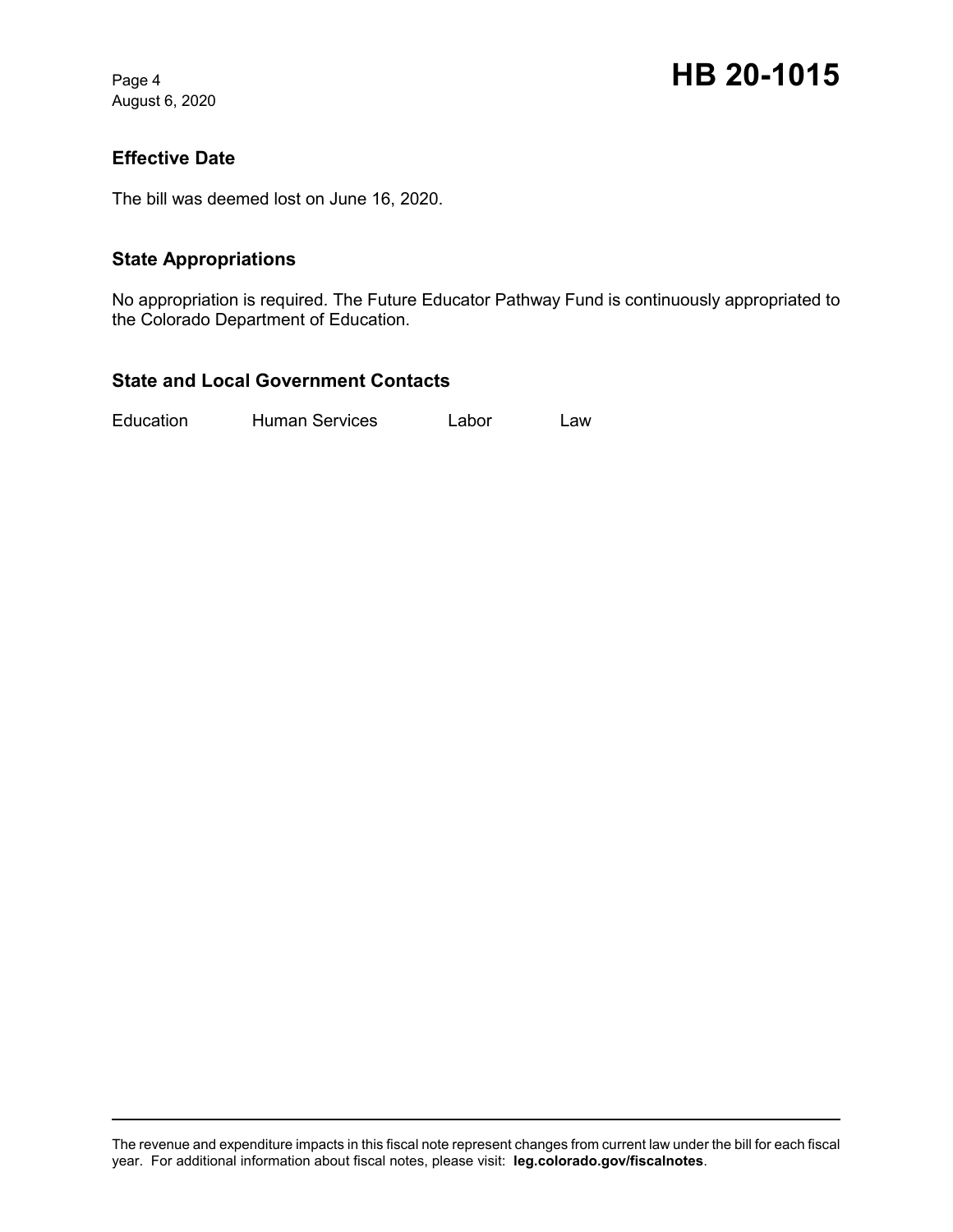## Effective Date

The bill was deemed lost on June 16, 2020.

## State Appropriations

No appropriation is required. The Future Educator Pathway Fund is continuously appropriated to the Colorado Department of Education.

## State and Local Government Contacts

Education Human Services Labor Law

The revenue and expenditure impacts in this fiscal note represent changes from current law under the bill for each fiscal year. For additional information about fiscal notes, please visit: **leg.colorado.gov/fiscalnotes**.